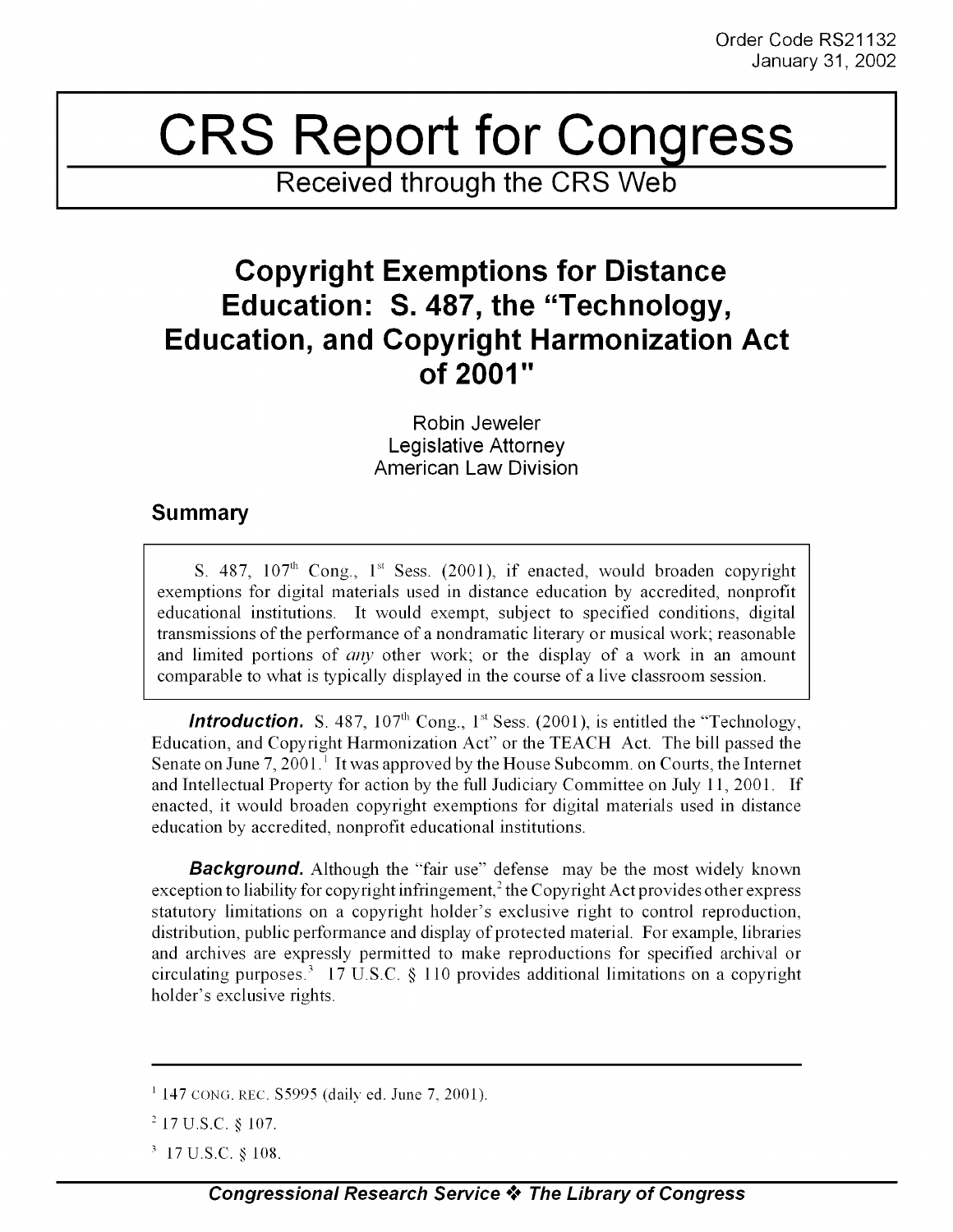Order Code RS21132
January 31, 2002

# CRS Report for Congress

Received through the CRS Web

## Copyright Exemptions for Distance Education: S. 487, the "Technology, Education, and Copyright Harmonization Act of 2001"

Robin Jeweler
Legislative Attorney
American Law Division

### Summary

S. 487, 107th Cong., 1st Sess. (2001), if enacted, would broaden copyright exemptions for digital materials used in distance education by accredited, nonprofit educational institutions. It would exempt, subject to specified conditions, digital transmissions of the performance of a nondramatic literary or musical work; reasonable and limited portions of *any* other work; or the display of a work in an amount comparable to what is typically displayed in the course of a live classroom session.

***Introduction.*** S. 487, 107th Cong., 1st Sess. (2001), is entitled the "Technology, Education, and Copyright Harmonization Act" or the TEACH Act. The bill passed the Senate on June 7, 2001.[1] It was approved by the House Subcomm. on Courts, the Internet and Intellectual Property for action by the full Judiciary Committee on July 11, 2001. If enacted, it would broaden copyright exemptions for digital materials used in distance education by accredited, nonprofit educational institutions.

***Background.*** Although the "fair use" defense may be the most widely known exception to liability for copyright infringement,[2] the Copyright Act provides other express statutory limitations on a copyright holder's exclusive right to control reproduction, distribution, public performance and display of protected material. For example, libraries and archives are expressly permitted to make reproductions for specified archival or circulating purposes.[3] 17 U.S.C. § 110 provides additional limitations on a copyright holder's exclusive rights.

---

[1] 147 CONG. REC. S5995 (daily ed. June 7, 2001).

[2] 17 U.S.C. § 107.

[3] 17 U.S.C. § 108.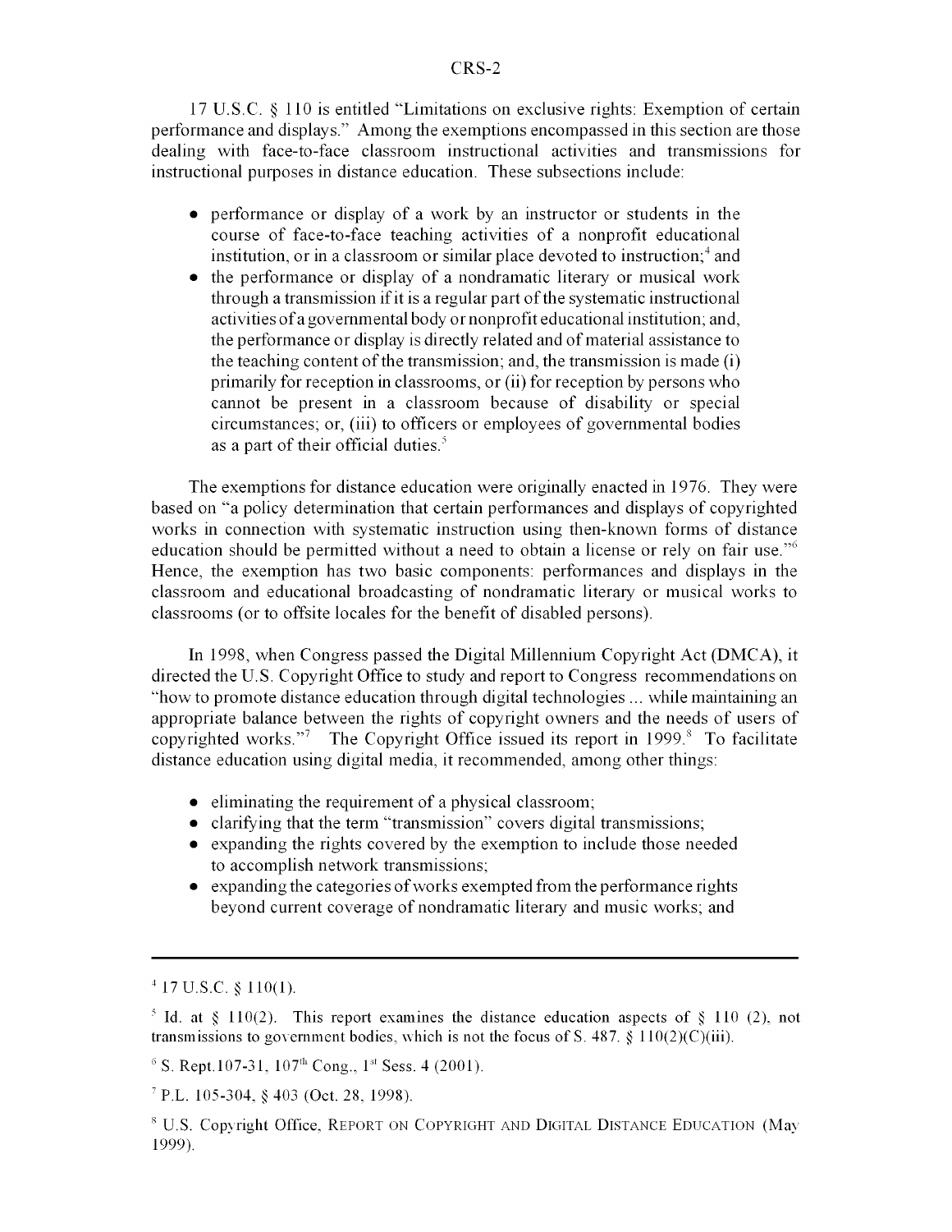17 U.S.C. § 110 is entitled "Limitations on exclusive rights: Exemption of certain performance and displays." Among the exemptions encompassed in this section are those dealing with face-to-face classroom instructional activities and transmissions for instructional purposes in distance education. These subsections include:

- performance or display of a work by an instructor or students in the course of face-to-face teaching activities of a nonprofit educational institution, or in a classroom or similar place devoted to instruction;[4] and
- the performance or display of a nondramatic literary or musical work through a transmission if it is a regular part of the systematic instructional activities of a governmental body or nonprofit educational institution; and, the performance or display is directly related and of material assistance to the teaching content of the transmission; and, the transmission is made (i) primarily for reception in classrooms, or (ii) for reception by persons who cannot be present in a classroom because of disability or special circumstances; or, (iii) to officers or employees of governmental bodies as a part of their official duties.[5]

The exemptions for distance education were originally enacted in 1976. They were based on "a policy determination that certain performances and displays of copyrighted works in connection with systematic instruction using then-known forms of distance education should be permitted without a need to obtain a license or rely on fair use."[6] Hence, the exemption has two basic components: performances and displays in the classroom and educational broadcasting of nondramatic literary or musical works to classrooms (or to offsite locales for the benefit of disabled persons).

In 1998, when Congress passed the Digital Millennium Copyright Act (DMCA), it directed the U.S. Copyright Office to study and report to Congress recommendations on "how to promote distance education through digital technologies ... while maintaining an appropriate balance between the rights of copyright owners and the needs of users of copyrighted works."[7] The Copyright Office issued its report in 1999.[8] To facilitate distance education using digital media, it recommended, among other things:

- eliminating the requirement of a physical classroom;
- clarifying that the term "transmission" covers digital transmissions;
- expanding the rights covered by the exemption to include those needed to accomplish network transmissions;
- expanding the categories of works exempted from the performance rights beyond current coverage of nondramatic literary and music works; and

---

[4] 17 U.S.C. § 110(1).

[5] Id. at § 110(2). This report examines the distance education aspects of § 110 (2), not transmissions to government bodies, which is not the focus of S. 487. § 110(2)(C)(iii).

[6] S. Rept.107-31, 107th Cong., 1st Sess. 4 (2001).

[7] P.L. 105-304, § 403 (Oct. 28, 1998).

[8] U.S. Copyright Office, REPORT ON COPYRIGHT AND DIGITAL DISTANCE EDUCATION (May 1999).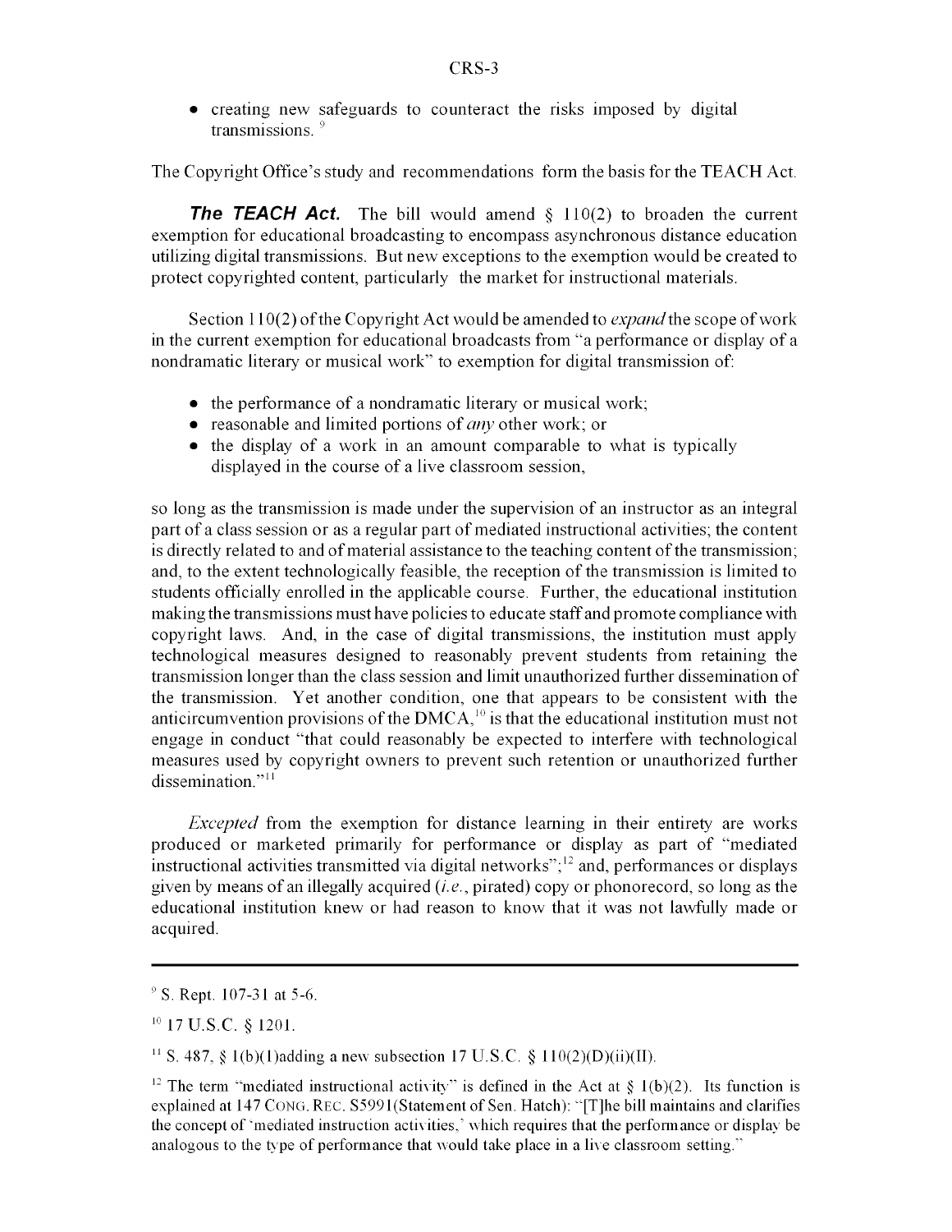- creating new safeguards to counteract the risks imposed by digital transmissions.[9]

The Copyright Office's study and recommendations form the basis for the TEACH Act.

***The TEACH Act.*** The bill would amend § 110(2) to broaden the current exemption for educational broadcasting to encompass asynchronous distance education utilizing digital transmissions. But new exceptions to the exemption would be created to protect copyrighted content, particularly the market for instructional materials.

Section 110(2) of the Copyright Act would be amended to *expand* the scope of work in the current exemption for educational broadcasts from "a performance or display of a nondramatic literary or musical work" to exemption for digital transmission of:

- the performance of a nondramatic literary or musical work;
- reasonable and limited portions of *any* other work; or
- the display of a work in an amount comparable to what is typically displayed in the course of a live classroom session,

so long as the transmission is made under the supervision of an instructor as an integral part of a class session or as a regular part of mediated instructional activities; the content is directly related to and of material assistance to the teaching content of the transmission; and, to the extent technologically feasible, the reception of the transmission is limited to students officially enrolled in the applicable course. Further, the educational institution making the transmissions must have policies to educate staff and promote compliance with copyright laws. And, in the case of digital transmissions, the institution must apply technological measures designed to reasonably prevent students from retaining the transmission longer than the class session and limit unauthorized further dissemination of the transmission. Yet another condition, one that appears to be consistent with the anticircumvention provisions of the DMCA,[10] is that the educational institution must not engage in conduct "that could reasonably be expected to interfere with technological measures used by copyright owners to prevent such retention or unauthorized further dissemination."[11]

*Excepted* from the exemption for distance learning in their entirety are works produced or marketed primarily for performance or display as part of "mediated instructional activities transmitted via digital networks";[12] and, performances or displays given by means of an illegally acquired (*i.e.*, pirated) copy or phonorecord, so long as the educational institution knew or had reason to know that it was not lawfully made or acquired.

---

[9] S. Rept. 107-31 at 5-6.

[10] 17 U.S.C. § 1201.

[11] S. 487, § 1(b)(1)adding a new subsection 17 U.S.C. § 110(2)(D)(ii)(II).

[12] The term "mediated instructional activity" is defined in the Act at § 1(b)(2). Its function is explained at 147 CONG. REC. S5991(Statement of Sen. Hatch): "[T]he bill maintains and clarifies the concept of 'mediated instruction activities,' which requires that the performance or display be analogous to the type of performance that would take place in a live classroom setting."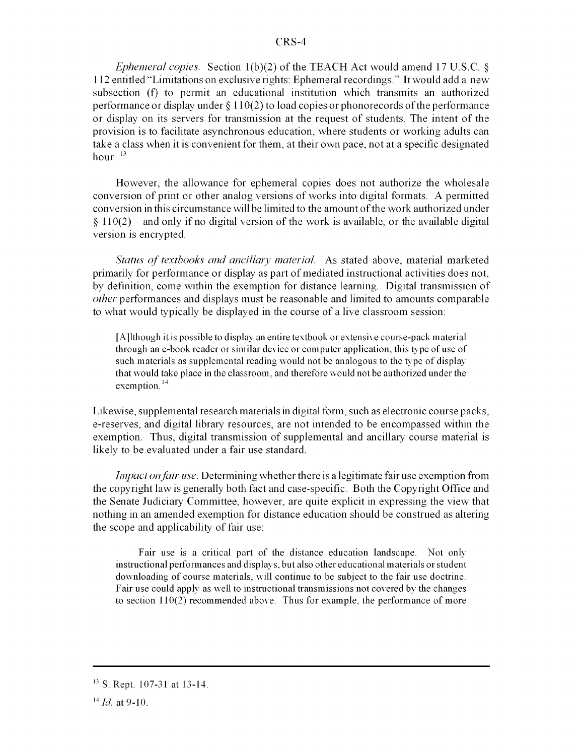*Ephemeral copies.* Section 1(b)(2) of the TEACH Act would amend 17 U.S.C. § 112 entitled "Limitations on exclusive rights: Ephemeral recordings." It would add a new subsection (f) to permit an educational institution which transmits an authorized performance or display under § 110(2) to load copies or phonorecords of the performance or display on its servers for transmission at the request of students. The intent of the provision is to facilitate asynchronous education, where students or working adults can take a class when it is convenient for them, at their own pace, not at a specific designated hour. [13]

However, the allowance for ephemeral copies does not authorize the wholesale conversion of print or other analog versions of works into digital formats. A permitted conversion in this circumstance will be limited to the amount of the work authorized under § 110(2) – and only if no digital version of the work is available, or the available digital version is encrypted.

*Status of textbooks and ancillary material.* As stated above, material marketed primarily for performance or display as part of mediated instructional activities does not, by definition, come within the exemption for distance learning. Digital transmission of *other* performances and displays must be reasonable and limited to amounts comparable to what would typically be displayed in the course of a live classroom session:

> [A]lthough it is possible to display an entire textbook or extensive course-pack material through an e-book reader or similar device or computer application, this type of use of such materials as supplemental reading would not be analogous to the type of display that would take place in the classroom, and therefore would not be authorized under the exemption. [14]

Likewise, supplemental research materials in digital form, such as electronic course packs, e-reserves, and digital library resources, are not intended to be encompassed within the exemption. Thus, digital transmission of supplemental and ancillary course material is likely to be evaluated under a fair use standard.

*Impact on fair use.* Determining whether there is a legitimate fair use exemption from the copyright law is generally both fact and case-specific. Both the Copyright Office and the Senate Judiciary Committee, however, are quite explicit in expressing the view that nothing in an amended exemption for distance education should be construed as altering the scope and applicability of fair use:

> Fair use is a critical part of the distance education landscape. Not only instructional performances and displays, but also other educational materials or student downloading of course materials, will continue to be subject to the fair use doctrine. Fair use could apply as well to instructional transmissions not covered by the changes to section 110(2) recommended above. Thus for example, the performance of more

---

[13] S. Rept. 107-31 at 13-14.

[14] *Id.* at 9-10.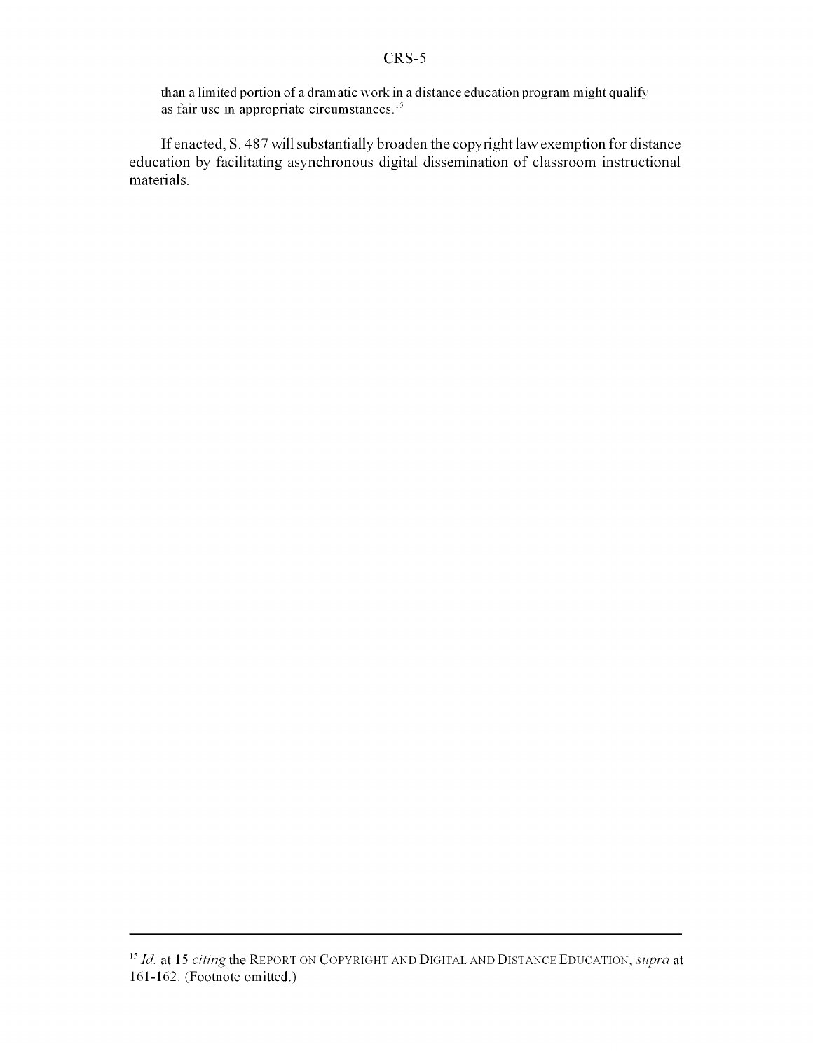> than a limited portion of a dramatic work in a distance education program might qualify as fair use in appropriate circumstances.[15]

If enacted, S. 487 will substantially broaden the copyright law exemption for distance education by facilitating asynchronous digital dissemination of classroom instructional materials.

---

[15] *Id.* at 15 *citing* the REPORT ON COPYRIGHT AND DIGITAL AND DISTANCE EDUCATION, *supra* at 161-162. (Footnote omitted.)